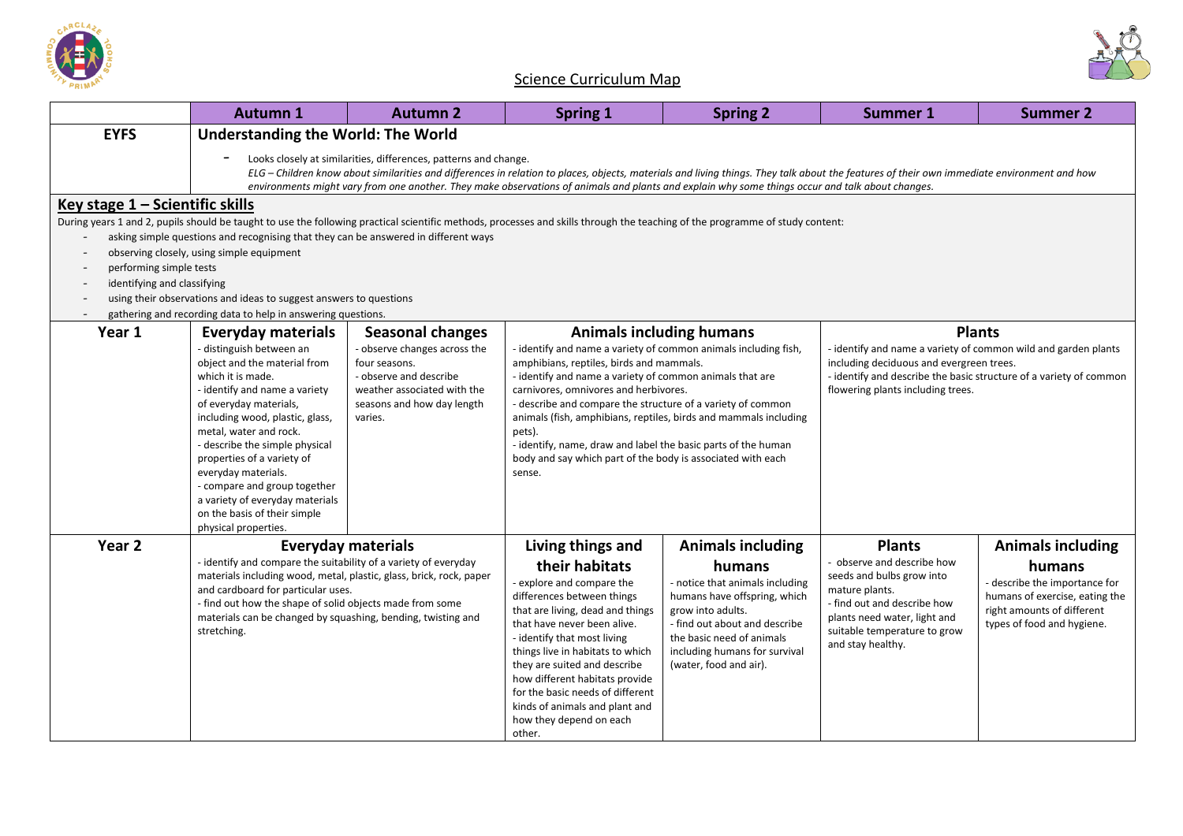# Science Curriculum Map

| | Autumn 1 | Autumn 2 | Spring 1 | Spring 2 | Summer 1 | Summer 2 |
|---|---|---|---|---|---|---|
| **EYFS** | **Understanding the World: The World**<br>- Looks closely at similarities, differences, patterns and change.<br>*ELG – Children know about similarities and differences in relation to places, objects, materials and living things. They talk about the features of their own immediate environment and how environments might vary from one another. They make observations of animals and plants and explain why some things occur and talk about changes.* | | | | | |

## Key stage 1 – Scientific skills

During years 1 and 2, pupils should be taught to use the following practical scientific methods, processes and skills through the teaching of the programme of study content:

- asking simple questions and recognising that they can be answered in different ways
- observing closely, using simple equipment
- performing simple tests
- identifying and classifying
- using their observations and ideas to suggest answers to questions
- gathering and recording data to help in answering questions.

| | Autumn 1 | Autumn 2 | Spring 1 | Spring 2 | Summer 1 | Summer 2 |
|---|---|---|---|---|---|---|
| **Year 1** | **Everyday materials**<br>- distinguish between an object and the material from which it is made.<br>- identify and name a variety of everyday materials, including wood, plastic, glass, metal, water and rock.<br>- describe the simple physical properties of a variety of everyday materials.<br>- compare and group together a variety of everyday materials on the basis of their simple physical properties. | **Seasonal changes**<br>- observe changes across the four seasons.<br>- observe and describe weather associated with the seasons and how day length varies. | **Animals including humans**<br>- identify and name a variety of common animals including fish, amphibians, reptiles, birds and mammals.<br>- identify and name a variety of common animals that are carnivores, omnivores and herbivores.<br>- describe and compare the structure of a variety of common animals (fish, amphibians, reptiles, birds and mammals including pets).<br>- identify, name, draw and label the basic parts of the human body and say which part of the body is associated with each sense. | | **Plants**<br>- identify and name a variety of common wild and garden plants including deciduous and evergreen trees.<br>- identify and describe the basic structure of a variety of common flowering plants including trees. | |
| **Year 2** | **Everyday materials**<br>- identify and compare the suitability of a variety of everyday materials including wood, metal, plastic, glass, brick, rock, paper and cardboard for particular uses.<br>- find out how the shape of solid objects made from some materials can be changed by squashing, bending, twisting and stretching. | | **Living things and their habitats**<br>- explore and compare the differences between things that are living, dead and things that have never been alive.<br>- identify that most living things live in habitats to which they are suited and describe how different habitats provide for the basic needs of different kinds of animals and plant and how they depend on each other. | **Animals including humans**<br>- notice that animals including humans have offspring, which grow into adults.<br>- find out about and describe the basic need of animals including humans for survival (water, food and air). | **Plants**<br>- observe and describe how seeds and bulbs grow into mature plants.<br>- find out and describe how plants need water, light and suitable temperature to grow and stay healthy. | **Animals including humans**<br>- describe the importance for humans of exercise, eating the right amounts of different types of food and hygiene. |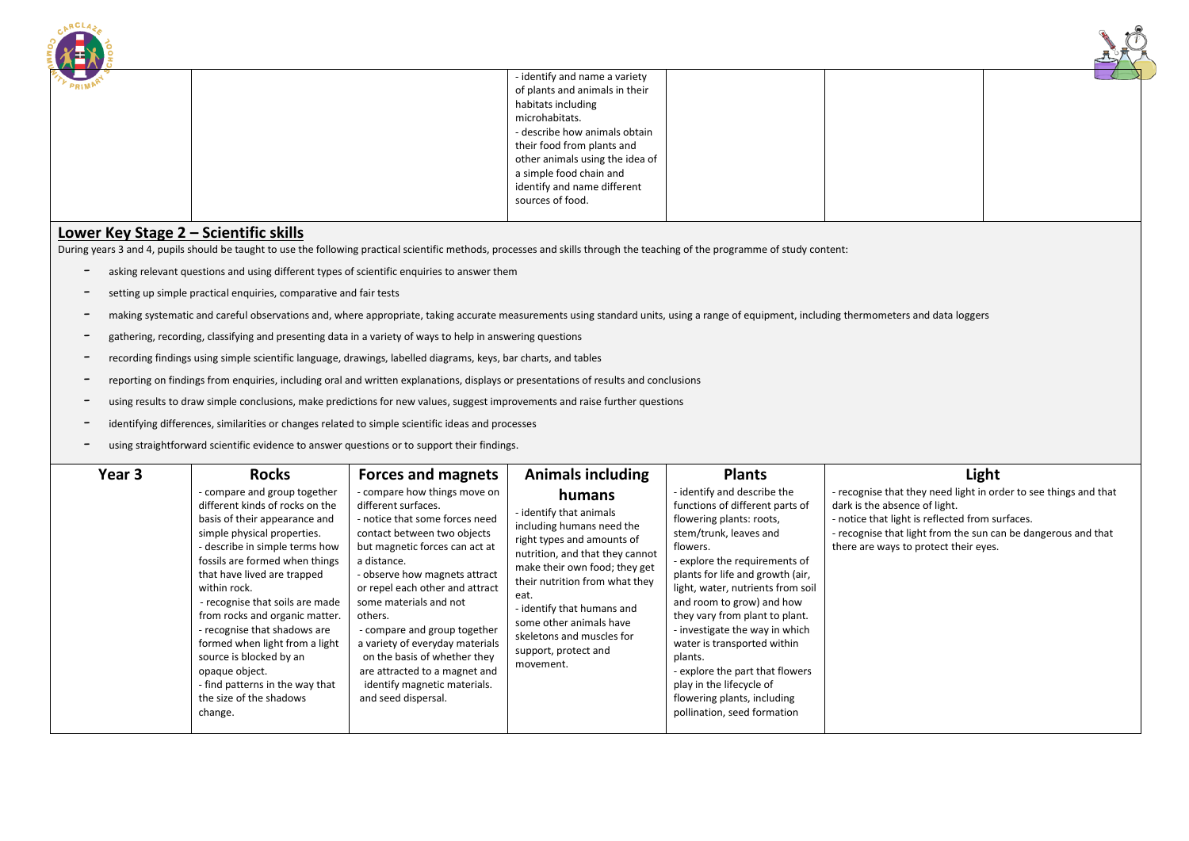| | | | - identify and name a variety of plants and animals in their habitats including microhabitats.<br>- describe how animals obtain their food from plants and other animals using the idea of a simple food chain and identify and name different sources of food. | | | |
|---|---|---|---|---|---|---|

## Lower Key Stage 2 – Scientific skills

During years 3 and 4, pupils should be taught to use the following practical scientific methods, processes and skills through the teaching of the programme of study content:

- asking relevant questions and using different types of scientific enquiries to answer them
- setting up simple practical enquiries, comparative and fair tests
- making systematic and careful observations and, where appropriate, taking accurate measurements using standard units, using a range of equipment, including thermometers and data loggers
- gathering, recording, classifying and presenting data in a variety of ways to help in answering questions
- recording findings using simple scientific language, drawings, labelled diagrams, keys, bar charts, and tables
- reporting on findings from enquiries, including oral and written explanations, displays or presentations of results and conclusions
- using results to draw simple conclusions, make predictions for new values, suggest improvements and raise further questions
- identifying differences, similarities or changes related to simple scientific ideas and processes
- using straightforward scientific evidence to answer questions or to support their findings.

| Year 3 | Rocks | Forces and magnets | Animals including humans | Plants | Light |
|---|---|---|---|---|---|
| | - compare and group together different kinds of rocks on the basis of their appearance and simple physical properties.<br>- describe in simple terms how fossils are formed when things that have lived are trapped within rock.<br>- recognise that soils are made from rocks and organic matter.<br>- recognise that shadows are formed when light from a light source is blocked by an opaque object.<br>- find patterns in the way that the size of the shadows change. | - compare how things move on different surfaces.<br>- notice that some forces need contact between two objects but magnetic forces can act at a distance.<br>- observe how magnets attract or repel each other and attract some materials and not others.<br>- compare and group together a variety of everyday materials on the basis of whether they are attracted to a magnet and identify magnetic materials. and seed dispersal. | - identify that animals including humans need the right types and amounts of nutrition, and that they cannot make their own food; they get their nutrition from what they eat.<br>- identify that humans and some other animals have skeletons and muscles for support, protect and movement. | - identify and describe the functions of different parts of flowering plants: roots, stem/trunk, leaves and flowers.<br>- explore the requirements of plants for life and growth (air, light, water, nutrients from soil and room to grow) and how they vary from plant to plant.<br>- investigate the way in which water is transported within plants.<br>- explore the part that flowers play in the lifecycle of flowering plants, including pollination, seed formation | - recognise that they need light in order to see things and that dark is the absence of light.<br>- notice that light is reflected from surfaces.<br>- recognise that light from the sun can be dangerous and that there are ways to protect their eyes. |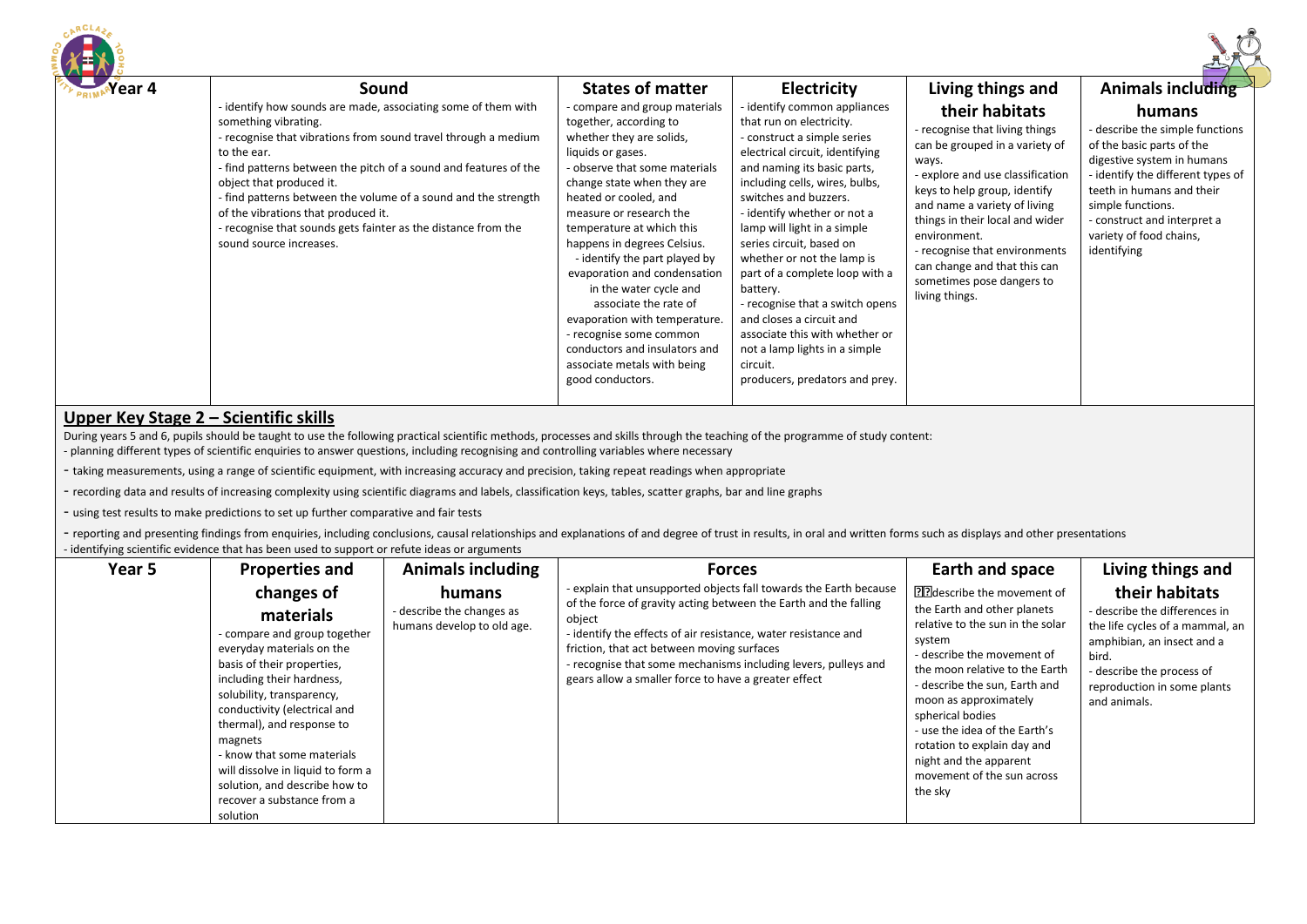| Year 4 | Sound | | States of matter | Electricity | Living things and their habitats | Animals including humans |
|---|---|---|---|---|---|---|
| | - identify how sounds are made, associating some of them with something vibrating.<br>- recognise that vibrations from sound travel through a medium to the ear.<br>- find patterns between the pitch of a sound and features of the object that produced it.<br>- find patterns between the volume of a sound and the strength of the vibrations that produced it.<br>- recognise that sounds gets fainter as the distance from the sound source increases. | | - compare and group materials together, according to whether they are solids, liquids or gases.<br>- observe that some materials change state when they are heated or cooled, and measure or research the temperature at which this happens in degrees Celsius.<br>- identify the part played by evaporation and condensation in the water cycle and associate the rate of evaporation with temperature.<br>- recognise some common conductors and insulators and associate metals with being good conductors. | - identify common appliances that run on electricity.<br>- construct a simple series electrical circuit, identifying and naming its basic parts, including cells, wires, bulbs, switches and buzzers.<br>- identify whether or not a lamp will light in a simple series circuit, based on whether or not the lamp is part of a complete loop with a battery.<br>- recognise that a switch opens and closes a circuit and associate this with whether or not a lamp lights in a simple circuit.<br>producers, predators and prey. | - recognise that living things can be grouped in a variety of ways.<br>- explore and use classification keys to help group, identify and name a variety of living things in their local and wider environment.<br>- recognise that environments can change and that this can sometimes pose dangers to living things. | - describe the simple functions of the basic parts of the digestive system in humans<br>- identify the different types of teeth in humans and their simple functions.<br>- construct and interpret a variety of food chains, identifying |

## Upper Key Stage 2 – Scientific skills

During years 5 and 6, pupils should be taught to use the following practical scientific methods, processes and skills through the teaching of the programme of study content:

- planning different types of scientific enquiries to answer questions, including recognising and controlling variables where necessary
- taking measurements, using a range of scientific equipment, with increasing accuracy and precision, taking repeat readings when appropriate
- recording data and results of increasing complexity using scientific diagrams and labels, classification keys, tables, scatter graphs, bar and line graphs
- using test results to make predictions to set up further comparative and fair tests
- reporting and presenting findings from enquiries, including conclusions, causal relationships and explanations of and degree of trust in results, in oral and written forms such as displays and other presentations
- identifying scientific evidence that has been used to support or refute ideas or arguments

| Year 5 | Properties and changes of materials | Animals including humans | Forces | | Earth and space | Living things and their habitats |
|---|---|---|---|---|---|---|
| | - compare and group together everyday materials on the basis of their properties, including their hardness, solubility, transparency, conductivity (electrical and thermal), and response to magnets<br>- know that some materials will dissolve in liquid to form a solution, and describe how to recover a substance from a solution | - describe the changes as humans develop to old age. | - explain that unsupported objects fall towards the Earth because of the force of gravity acting between the Earth and the falling object<br>- identify the effects of air resistance, water resistance and friction, that act between moving surfaces<br>- recognise that some mechanisms including levers, pulleys and gears allow a smaller force to have a greater effect | | describe the movement of the Earth and other planets relative to the sun in the solar system<br>- describe the movement of the moon relative to the Earth<br>- describe the sun, Earth and moon as approximately spherical bodies<br>- use the idea of the Earth's rotation to explain day and night and the apparent movement of the sun across the sky | - describe the differences in the life cycles of a mammal, an amphibian, an insect and a bird.<br>- describe the process of reproduction in some plants and animals. |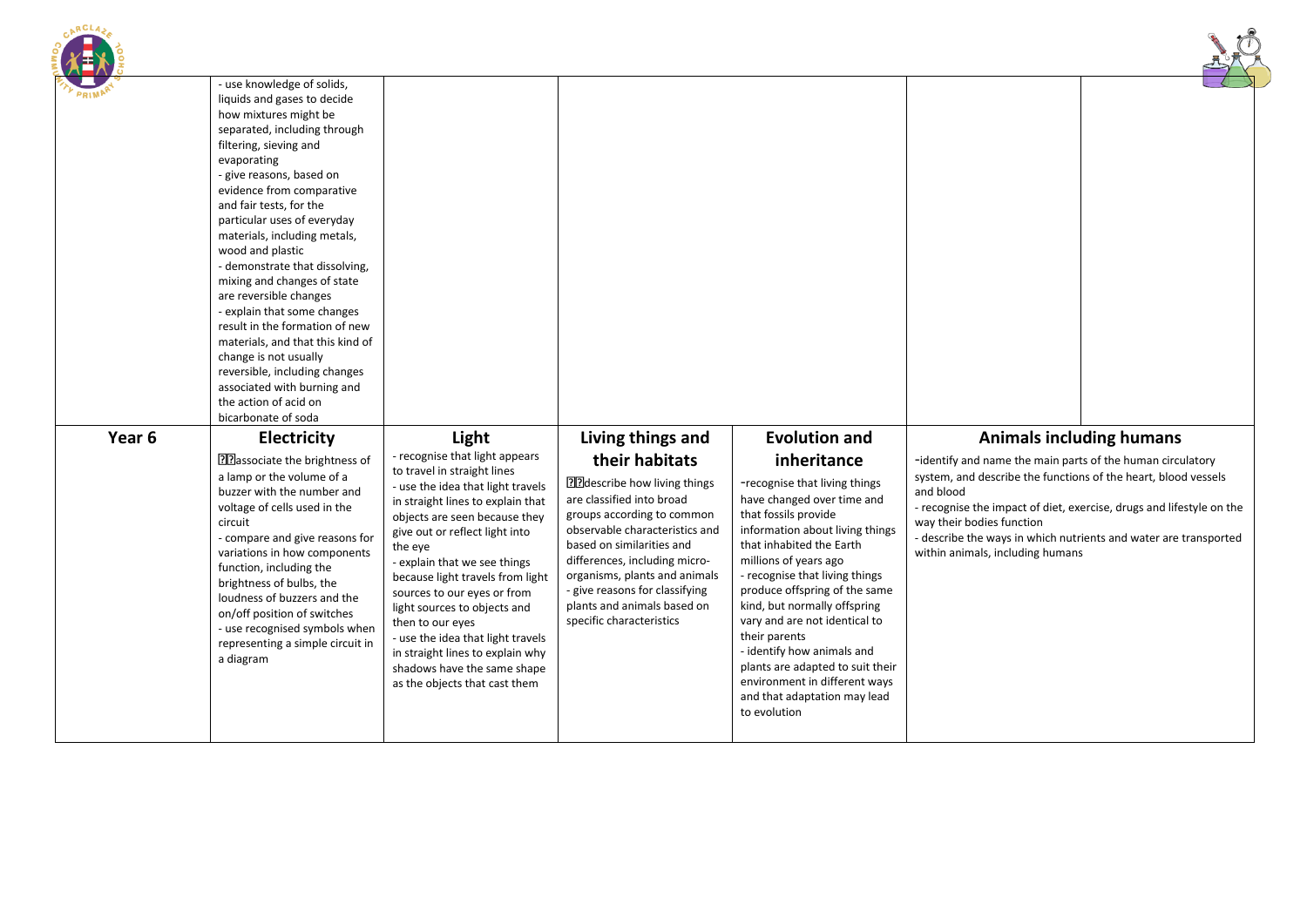| | | | | | | |
|---|---|---|---|---|---|---|
| | - use knowledge of solids, liquids and gases to decide how mixtures might be separated, including through filtering, sieving and evaporating<br>- give reasons, based on evidence from comparative and fair tests, for the particular uses of everyday materials, including metals, wood and plastic<br>- demonstrate that dissolving, mixing and changes of state are reversible changes<br>- explain that some changes result in the formation of new materials, and that this kind of change is not usually reversible, including changes associated with burning and the action of acid on bicarbonate of soda | | | | | |
| **Year 6** | **Electricity**<br>associate the brightness of a lamp or the volume of a buzzer with the number and voltage of cells used in the circuit<br>- compare and give reasons for variations in how components function, including the brightness of bulbs, the loudness of buzzers and the on/off position of switches<br>- use recognised symbols when representing a simple circuit in a diagram | **Light**<br>- recognise that light appears to travel in straight lines<br>- use the idea that light travels in straight lines to explain that objects are seen because they give out or reflect light into the eye<br>- explain that we see things because light travels from light sources to our eyes or from light sources to objects and then to our eyes<br>- use the idea that light travels in straight lines to explain why shadows have the same shape as the objects that cast them | **Living things and their habitats**<br>describe how living things are classified into broad groups according to common observable characteristics and based on similarities and differences, including micro-organisms, plants and animals<br>- give reasons for classifying plants and animals based on specific characteristics | **Evolution and inheritance**<br>-recognise that living things have changed over time and that fossils provide information about living things that inhabited the Earth millions of years ago<br>- recognise that living things produce offspring of the same kind, but normally offspring vary and are not identical to their parents<br>- identify how animals and plants are adapted to suit their environment in different ways and that adaptation may lead to evolution | **Animals including humans**<br>-identify and name the main parts of the human circulatory system, and describe the functions of the heart, blood vessels and blood<br>- recognise the impact of diet, exercise, drugs and lifestyle on the way their bodies function<br>- describe the ways in which nutrients and water are transported within animals, including humans | |